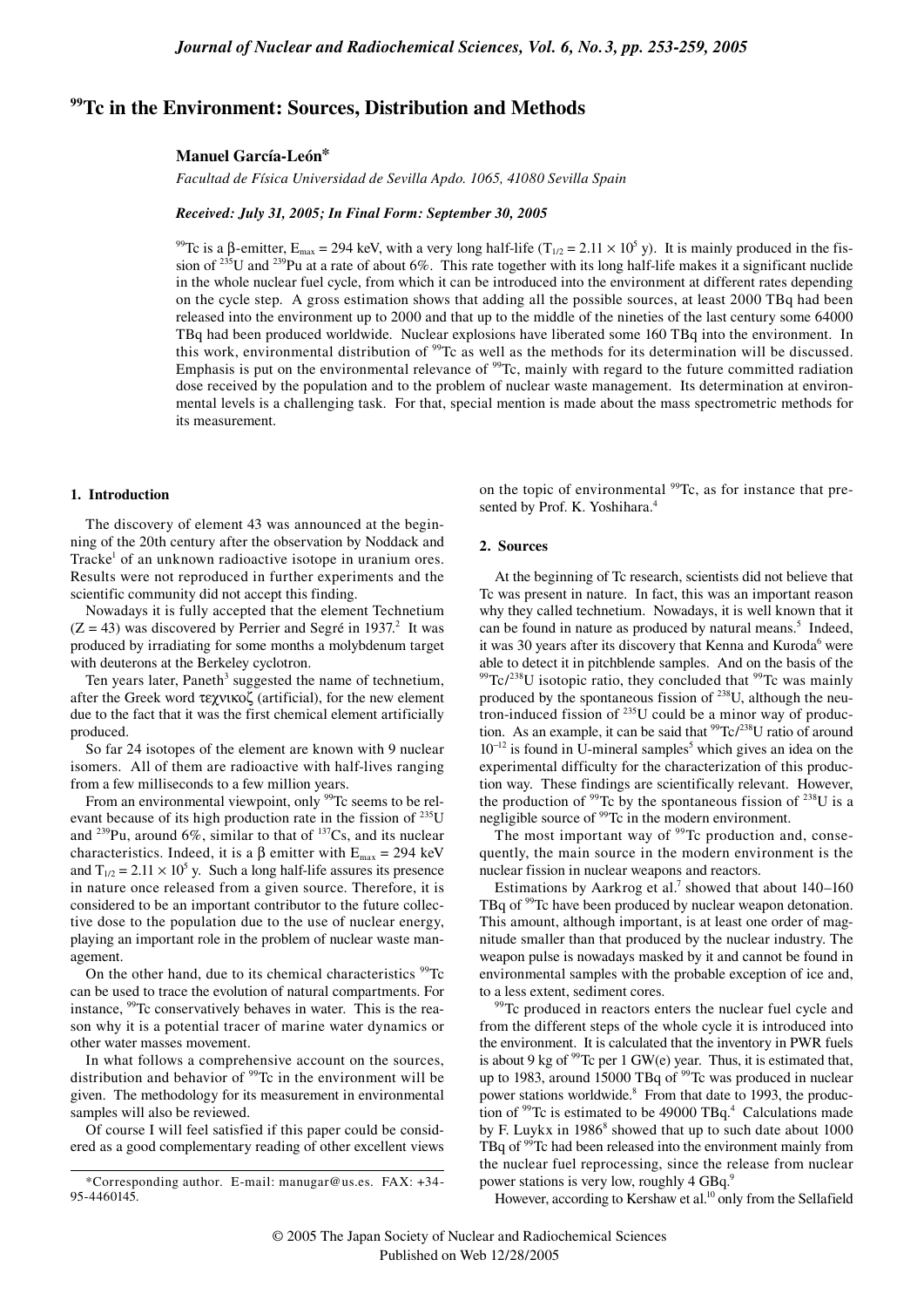# $^{99}$Tc in the Environment: Sources, Distribution and Methods

**Manuel García-León***

*Facultad de Física Universidad de Sevilla Apdo. 1065, 41080 Sevilla Spain*

***Received: July 31, 2005; In Final Form: September 30, 2005***

$^{99}$Tc is a β-emitter, $E_{max}$ = 294 keV, with a very long half-life ($T_{1/2} = 2.11 \times 10^5$ y). It is mainly produced in the fission of $^{235}$U and $^{239}$Pu at a rate of about 6%. This rate together with its long half-life makes it a significant nuclide in the whole nuclear fuel cycle, from which it can be introduced into the environment at different rates depending on the cycle step. A gross estimation shows that adding all the possible sources, at least 2000 TBq had been released into the environment up to 2000 and that up to the middle of the nineties of the last century some 64000 TBq had been produced worldwide. Nuclear explosions have liberated some 160 TBq into the environment. In this work, environmental distribution of $^{99}$Tc as well as the methods for its determination will be discussed. Emphasis is put on the environmental relevance of $^{99}$Tc, mainly with regard to the future committed radiation dose received by the population and to the problem of nuclear waste management. Its determination at environmental levels is a challenging task. For that, special mention is made about the mass spectrometric methods for its measurement.

## 1. Introduction

The discovery of element 43 was announced at the beginning of the 20th century after the observation by Noddack and Tracke[1] of an unknown radioactive isotope in uranium ores. Results were not reproduced in further experiments and the scientific community did not accept this finding.

Nowadays it is fully accepted that the element Technetium (Z = 43) was discovered by Perrier and Segré in 1937.[2] It was produced by irradiating for some months a molybdenum target with deuterons at the Berkeley cyclotron.

Ten years later, Paneth[3] suggested the name of technetium, after the Greek word τεχνικοζ (artificial), for the new element due to the fact that it was the first chemical element artificially produced.

So far 24 isotopes of the element are known with 9 nuclear isomers. All of them are radioactive with half-lives ranging from a few milliseconds to a few million years.

From an environmental viewpoint, only $^{99}$Tc seems to be relevant because of its high production rate in the fission of $^{235}$U and $^{239}$Pu, around 6%, similar to that of $^{137}$Cs, and its nuclear characteristics. Indeed, it is a β emitter with $E_{max}$ = 294 keV and $T_{1/2} = 2.11 \times 10^5$ y. Such a long half-life assures its presence in nature once released from a given source. Therefore, it is considered to be an important contributor to the future collective dose to the population due to the use of nuclear energy, playing an important role in the problem of nuclear waste management.

On the other hand, due to its chemical characteristics $^{99}$Tc can be used to trace the evolution of natural compartments. For instance, $^{99}$Tc conservatively behaves in water. This is the reason why it is a potential tracer of marine water dynamics or other water masses movement.

In what follows a comprehensive account on the sources, distribution and behavior of $^{99}$Tc in the environment will be given. The methodology for its measurement in environmental samples will also be reviewed.

Of course I will feel satisfied if this paper could be considered as a good complementary reading of other excellent views on the topic of environmental $^{99}$Tc, as for instance that presented by Prof. K. Yoshihara.[4]

## 2. Sources

At the beginning of Tc research, scientists did not believe that Tc was present in nature. In fact, this was an important reason why they called technetium. Nowadays, it is well known that it can be found in nature as produced by natural means.[5] Indeed, it was 30 years after its discovery that Kenna and Kuroda[6] were able to detect it in pitchblende samples. And on the basis of the $^{99}$Tc/$^{238}$U isotopic ratio, they concluded that $^{99}$Tc was mainly produced by the spontaneous fission of $^{238}$U, although the neutron-induced fission of $^{235}$U could be a minor way of production. As an example, it can be said that $^{99}$Tc/$^{238}$U ratio of around $10^{-12}$ is found in U-mineral samples[5] which gives an idea on the experimental difficulty for the characterization of this production way. These findings are scientifically relevant. However, the production of $^{99}$Tc by the spontaneous fission of $^{238}$U is a negligible source of $^{99}$Tc in the modern environment.

The most important way of $^{99}$Tc production and, consequently, the main source in the modern environment is the nuclear fission in nuclear weapons and reactors.

Estimations by Aarkrog et al.[7] showed that about 140–160 TBq of $^{99}$Tc have been produced by nuclear weapon detonation. This amount, although important, is at least one order of magnitude smaller than that produced by the nuclear industry. The weapon pulse is nowadays masked by it and cannot be found in environmental samples with the probable exception of ice and, to a less extent, sediment cores.

$^{99}$Tc produced in reactors enters the nuclear fuel cycle and from the different steps of the whole cycle it is introduced into the environment. It is calculated that the inventory in PWR fuels is about 9 kg of $^{99}$Tc per 1 GW(e) year. Thus, it is estimated that, up to 1983, around 15000 TBq of $^{99}$Tc was produced in nuclear power stations worldwide.[8] From that date to 1993, the production of $^{99}$Tc is estimated to be 49000 TBq.[4] Calculations made by F. Luykx in 1986[8] showed that up to such date about 1000 TBq of $^{99}$Tc had been released into the environment mainly from the nuclear fuel reprocessing, since the release from nuclear power stations is very low, roughly 4 GBq.[9]

However, according to Kershaw et al.[10] only from the Sellafield

*Corresponding author. E-mail: manugar@us.es. FAX: +34-95-4460145.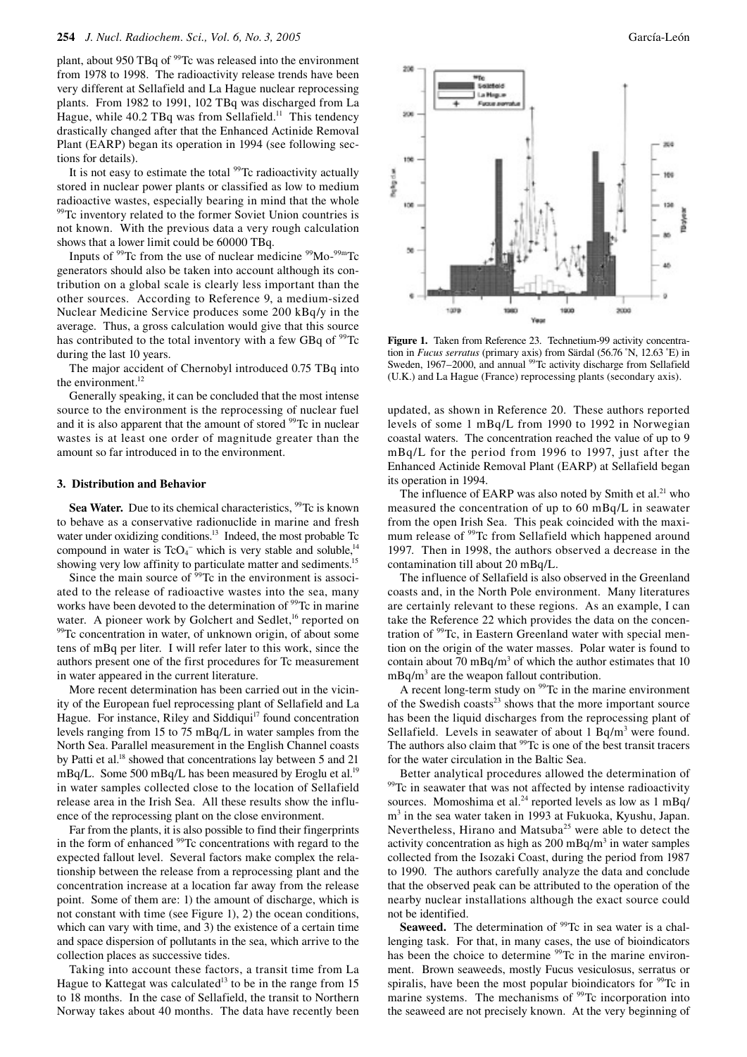plant, about 950 TBq of $^{99}$Tc was released into the environment from 1978 to 1998. The radioactivity release trends have been very different at Sellafield and La Hague nuclear reprocessing plants. From 1982 to 1991, 102 TBq was discharged from La Hague, while 40.2 TBq was from Sellafield.[11] This tendency drastically changed after that the Enhanced Actinide Removal Plant (EARP) began its operation in 1994 (see following sections for details).

It is not easy to estimate the total $^{99}$Tc radioactivity actually stored in nuclear power plants or classified as low to medium radioactive wastes, especially bearing in mind that the whole $^{99}$Tc inventory related to the former Soviet Union countries is not known. With the previous data a very rough calculation shows that a lower limit could be 60000 TBq.

Inputs of $^{99}$Tc from the use of nuclear medicine $^{99}$Mo-$^{99m}$Tc generators should also be taken into account although its contribution on a global scale is clearly less important than the other sources. According to Reference 9, a medium-sized Nuclear Medicine Service produces some 200 kBq/y in the average. Thus, a gross calculation would give that this source has contributed to the total inventory with a few GBq of $^{99}$Tc during the last 10 years.

The major accident of Chernobyl introduced 0.75 TBq into the environment.[12]

Generally speaking, it can be concluded that the most intense source to the environment is the reprocessing of nuclear fuel and it is also apparent that the amount of stored $^{99}$Tc in nuclear wastes is at least one order of magnitude greater than the amount so far introduced in to the environment.

## 3. Distribution and Behavior

**Sea Water.** Due to its chemical characteristics, $^{99}$Tc is known to behave as a conservative radionuclide in marine and fresh water under oxidizing conditions.[13] Indeed, the most probable Tc compound in water is $TcO_4^-$ which is very stable and soluble,[14] showing very low affinity to particulate matter and sediments.[15]

Since the main source of $^{99}$Tc in the environment is associated to the release of radioactive wastes into the sea, many works have been devoted to the determination of $^{99}$Tc in marine water. A pioneer work by Golchert and Sedlet,[16] reported on $^{99}$Tc concentration in water, of unknown origin, of about some tens of mBq per liter. I will refer later to this work, since the authors present one of the first procedures for Tc measurement in water appeared in the current literature.

More recent determination has been carried out in the vicinity of the European fuel reprocessing plant of Sellafield and La Hague. For instance, Riley and Siddiqui[17] found concentration levels ranging from 15 to 75 mBq/L in water samples from the North Sea. Parallel measurement in the English Channel coasts by Patti et al.[18] showed that concentrations lay between 5 and 21 mBq/L. Some 500 mBq/L has been measured by Eroglu et al.[19] in water samples collected close to the location of Sellafield release area in the Irish Sea. All these results show the influence of the reprocessing plant on the close environment.

Far from the plants, it is also possible to find their fingerprints in the form of enhanced $^{99}$Tc concentrations with regard to the expected fallout level. Several factors make complex the relationship between the release from a reprocessing plant and the concentration increase at a location far away from the release point. Some of them are: 1) the amount of discharge, which is not constant with time (see Figure 1), 2) the ocean conditions, which can vary with time, and 3) the existence of a certain time and space dispersion of pollutants in the sea, which arrive to the collection places as successive tides.

Taking into account these factors, a transit time from La Hague to Kattegat was calculated[13] to be in the range from 15 to 18 months. In the case of Sellafield, the transit to Northern Norway takes about 40 months. The data have recently been updated, as shown in Reference 20. These authors reported levels of some 1 mBq/L from 1990 to 1992 in Norwegian coastal waters. The concentration reached the value of up to 9 mBq/L for the period from 1996 to 1997, just after the Enhanced Actinide Removal Plant (EARP) at Sellafield began its operation in 1994.

**Figure 1.** Taken from Reference 23. Technetium-99 activity concentration in *Fucus serratus* (primary axis) from Särdal (56.76 °N, 12.63 °E) in Sweden, 1967–2000, and annual $^{99}$Tc activity discharge from Sellafield (U.K.) and La Hague (France) reprocessing plants (secondary axis).

The influence of EARP was also noted by Smith et al.[21] who measured the concentration of up to 60 mBq/L in seawater from the open Irish Sea. This peak coincided with the maximum release of $^{99}$Tc from Sellafield which happened around 1997. Then in 1998, the authors observed a decrease in the contamination till about 20 mBq/L.

The influence of Sellafield is also observed in the Greenland coasts and, in the North Pole environment. Many literatures are certainly relevant to these regions. As an example, I can take the Reference 22 which provides the data on the concentration of $^{99}$Tc, in Eastern Greenland water with special mention on the origin of the water masses. Polar water is found to contain about 70 mBq/m$^3$ of which the author estimates that 10 mBq/m$^3$ are the weapon fallout contribution.

A recent long-term study on $^{99}$Tc in the marine environment of the Swedish coasts[23] shows that the more important source has been the liquid discharges from the reprocessing plant of Sellafield. Levels in seawater of about 1 Bq/m$^3$ were found. The authors also claim that $^{99}$Tc is one of the best transit tracers for the water circulation in the Baltic Sea.

Better analytical procedures allowed the determination of $^{99}$Tc in seawater that was not affected by intense radioactivity sources. Momoshima et al.[24] reported levels as low as 1 mBq/m$^3$ in the sea water taken in 1993 at Fukuoka, Kyushu, Japan. Nevertheless, Hirano and Matsuba[25] were able to detect the activity concentration as high as 200 mBq/m$^3$ in water samples collected from the Isozaki Coast, during the period from 1987 to 1990. The authors carefully analyze the data and conclude that the observed peak can be attributed to the operation of the nearby nuclear installations although the exact source could not be identified.

**Seaweed.** The determination of $^{99}$Tc in sea water is a challenging task. For that, in many cases, the use of bioindicators has been the choice to determine $^{99}$Tc in the marine environment. Brown seaweeds, mostly Fucus vesiculosus, serratus or spiralis, have been the most popular bioindicators for $^{99}$Tc in marine systems. The mechanisms of $^{99}$Tc incorporation into the seaweed are not precisely known. At the very beginning of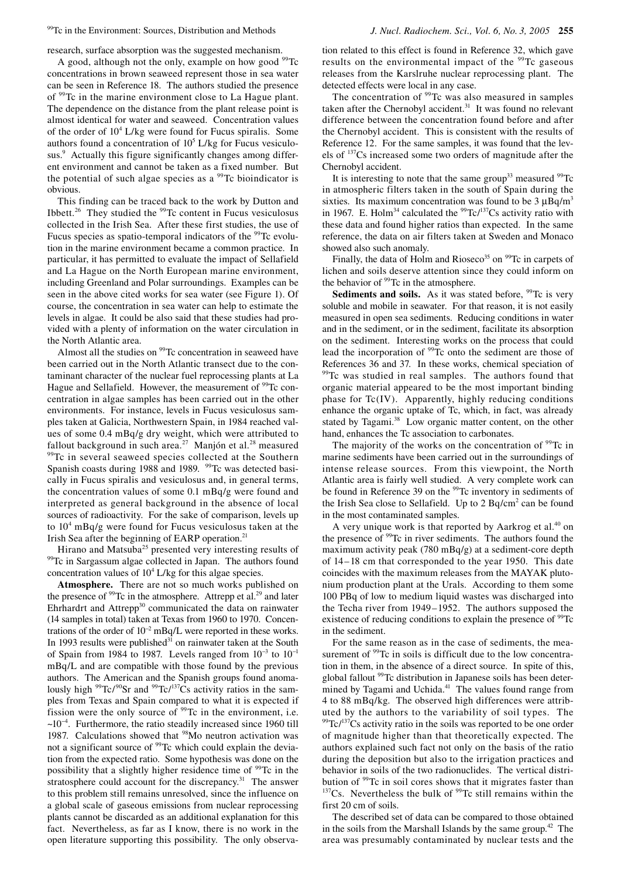research, surface absorption was the suggested mechanism.

A good, although not the only, example on how good $^{99}$Tc concentrations in brown seaweed represent those in sea water can be seen in Reference 18. The authors studied the presence of $^{99}$Tc in the marine environment close to La Hague plant. The dependence on the distance from the plant release point is almost identical for water and seaweed. Concentration values of the order of $10^4$ L/kg were found for Fucus spiralis. Some authors found a concentration of $10^5$ L/kg for Fucus vesiculosus.[9] Actually this figure significantly changes among different environment and cannot be taken as a fixed number. But the potential of such algae species as a $^{99}$Tc bioindicator is obvious.

This finding can be traced back to the work by Dutton and Ibbett.[26] They studied the $^{99}$Tc content in Fucus vesiculosus collected in the Irish Sea. After these first studies, the use of Fucus species as spatio-temporal indicators of the $^{99}$Tc evolution in the marine environment became a common practice. In particular, it has permitted to evaluate the impact of Sellafield and La Hague on the North European marine environment, including Greenland and Polar surroundings. Examples can be seen in the above cited works for sea water (see Figure 1). Of course, the concentration in sea water can help to estimate the levels in algae. It could be also said that these studies had provided with a plenty of information on the water circulation in the North Atlantic area.

Almost all the studies on $^{99}$Tc concentration in seaweed have been carried out in the North Atlantic transect due to the contaminant character of the nuclear fuel reprocessing plants at La Hague and Sellafield. However, the measurement of $^{99}$Tc concentration in algae samples has been carried out in the other environments. For instance, levels in Fucus vesiculosus samples taken at Galicia, Northwestern Spain, in 1984 reached values of some 0.4 mBq/g dry weight, which were attributed to fallout background in such area.[27] Manjón et al.[28] measured $^{99}$Tc in several seaweed species collected at the Southern Spanish coasts during 1988 and 1989. $^{99}$Tc was detected basically in Fucus spiralis and vesiculosus and, in general terms, the concentration values of some 0.1 mBq/g were found and interpreted as general background in the absence of local sources of radioactivity. For the sake of comparison, levels up to $10^4$ mBq/g were found for Fucus vesiculosus taken at the Irish Sea after the beginning of EARP operation.[21]

Hirano and Matsuba[25] presented very interesting results of $^{99}$Tc in Sargassum algae collected in Japan. The authors found concentration values of $10^4$ L/kg for this algae species.

**Atmosphere.** There are not so much works published on the presence of $^{99}$Tc in the atmosphere. Attrepp et al.[29] and later Ehrhardrt and Attrepp[30] communicated the data on rainwater (14 samples in total) taken at Texas from 1960 to 1970. Concentrations of the order of $10^{-2}$ mBq/L were reported in these works. In 1993 results were published[31] on rainwater taken at the South of Spain from 1984 to 1987. Levels ranged from $10^{-3}$ to $10^{-1}$ mBq/L and are compatible with those found by the previous authors. The American and the Spanish groups found anomalously high $^{99}$Tc/$^{90}$Sr and $^{99}$Tc/$^{137}$Cs activity ratios in the samples from Texas and Spain compared to what it is expected if fission were the only source of $^{99}$Tc in the environment, i.e. $\sim 10^{-4}$. Furthermore, the ratio steadily increased since 1960 till 1987. Calculations showed that $^{98}$Mo neutron activation was not a significant source of $^{99}$Tc which could explain the deviation from the expected ratio. Some hypothesis was done on the possibility that a slightly higher residence time of $^{99}$Tc in the stratosphere could account for the discrepancy.[31] The answer to this problem still remains unresolved, since the influence on a global scale of gaseous emissions from nuclear reprocessing plants cannot be discarded as an additional explanation for this fact. Nevertheless, as far as I know, there is no work in the open literature supporting this possibility. The only observation related to this effect is found in Reference 32, which gave results on the environmental impact of the $^{99}$Tc gaseous releases from the Karslruhe nuclear reprocessing plant. The detected effects were local in any case.

The concentration of $^{99}$Tc was also measured in samples taken after the Chernobyl accident.[31] It was found no relevant difference between the concentration found before and after the Chernobyl accident. This is consistent with the results of Reference 12. For the same samples, it was found that the levels of $^{137}$Cs increased some two orders of magnitude after the Chernobyl accident.

It is interesting to note that the same group[33] measured $^{99}$Tc in atmospheric filters taken in the south of Spain during the sixties. Its maximum concentration was found to be 3 μBq/m$^3$ in 1967. E. Holm[34] calculated the $^{99}$Tc/$^{137}$Cs activity ratio with these data and found higher ratios than expected. In the same reference, the data on air filters taken at Sweden and Monaco showed also such anomaly.

Finally, the data of Holm and Rioseco[35] on $^{99}$Tc in carpets of lichen and soils deserve attention since they could inform on the behavior of $^{99}$Tc in the atmosphere.

**Sediments and soils.** As it was stated before, $^{99}$Tc is very soluble and mobile in seawater. For that reason, it is not easily measured in open sea sediments. Reducing conditions in water and in the sediment, or in the sediment, facilitate its absorption on the sediment. Interesting works on the process that could lead the incorporation of $^{99}$Tc onto the sediment are those of References 36 and 37. In these works, chemical speciation of $^{99}$Tc was studied in real samples. The authors found that organic material appeared to be the most important binding phase for Tc(IV). Apparently, highly reducing conditions enhance the organic uptake of Tc, which, in fact, was already stated by Tagami.[38] Low organic matter content, on the other hand, enhances the Tc association to carbonates.

The majority of the works on the concentration of $^{99}$Tc in marine sediments have been carried out in the surroundings of intense release sources. From this viewpoint, the North Atlantic area is fairly well studied. A very complete work can be found in Reference 39 on the $^{99}$Tc inventory in sediments of the Irish Sea close to Sellafield. Up to 2 Bq/cm$^2$ can be found in the most contaminated samples.

A very unique work is that reported by Aarkrog et al.[40] on the presence of $^{99}$Tc in river sediments. The authors found the maximum activity peak (780 mBq/g) at a sediment-core depth of 14–18 cm that corresponded to the year 1950. This date coincides with the maximum releases from the MAYAK plutonium production plant at the Urals. According to them some 100 PBq of low to medium liquid wastes was discharged into the Techa river from 1949–1952. The authors supposed the existence of reducing conditions to explain the presence of $^{99}$Tc in the sediment.

For the same reason as in the case of sediments, the measurement of $^{99}$Tc in soils is difficult due to the low concentration in them, in the absence of a direct source. In spite of this, global fallout $^{99}$Tc distribution in Japanese soils has been determined by Tagami and Uchida.[41] The values found range from 4 to 88 mBq/kg. The observed high differences were attributed by the authors to the variability of soil types. The $^{99}$Tc/$^{137}$Cs activity ratio in the soils was reported to be one order of magnitude higher than that theoretically expected. The authors explained such fact not only on the basis of the ratio during the deposition but also to the irrigation practices and behavior in soils of the two radionuclides. The vertical distribution of $^{99}$Tc in soil cores shows that it migrates faster than $^{137}$Cs. Nevertheless the bulk of $^{99}$Tc still remains within the first 20 cm of soils.

The described set of data can be compared to those obtained in the soils from the Marshall Islands by the same group.[42] The area was presumably contaminated by nuclear tests and the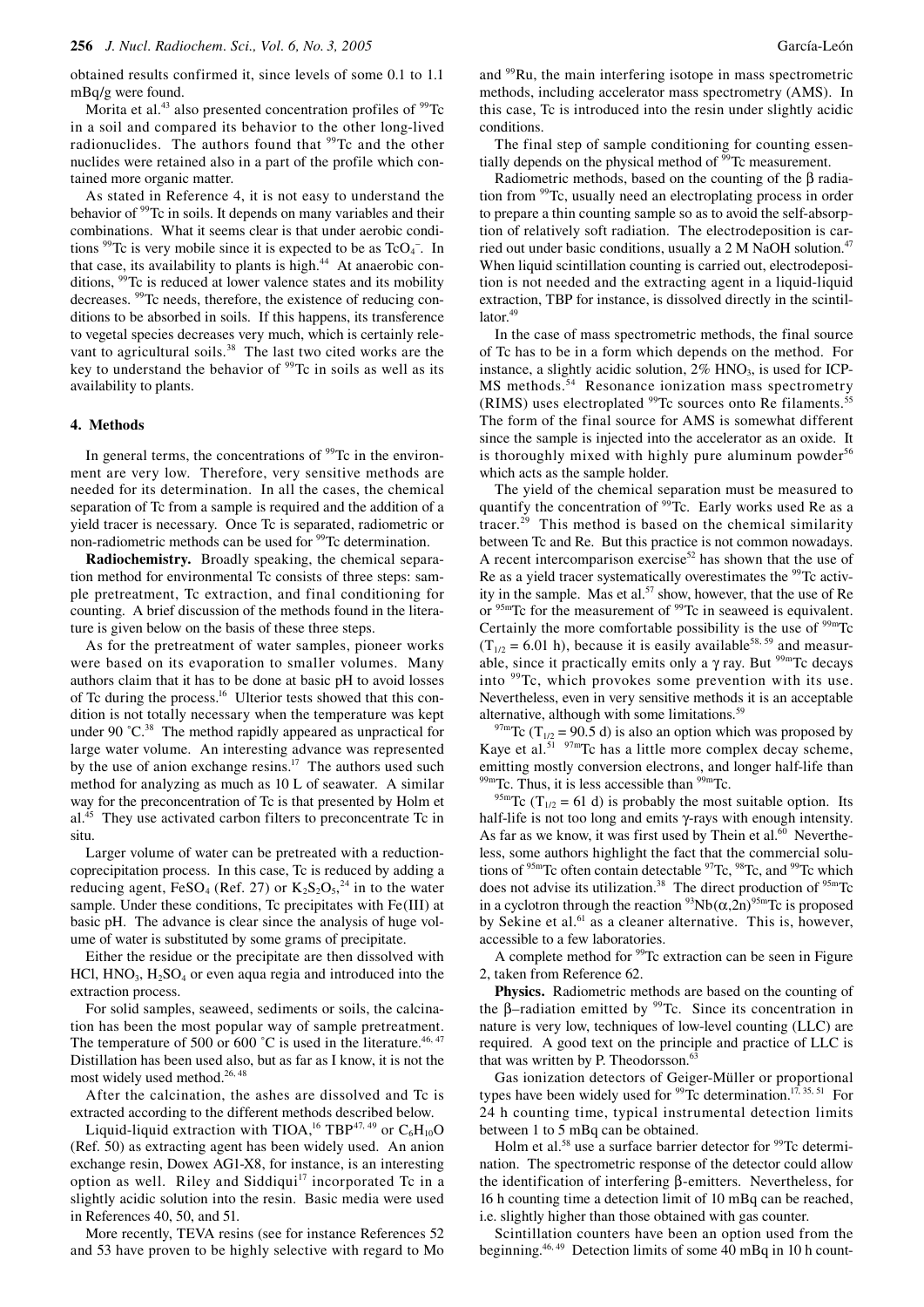obtained results confirmed it, since levels of some 0.1 to 1.1 mBq/g were found.

Morita et al.[43] also presented concentration profiles of $^{99}$Tc in a soil and compared its behavior to the other long-lived radionuclides. The authors found that $^{99}$Tc and the other nuclides were retained also in a part of the profile which contained more organic matter.

As stated in Reference 4, it is not easy to understand the behavior of $^{99}$Tc in soils. It depends on many variables and their combinations. What it seems clear is that under aerobic conditions $^{99}$Tc is very mobile since it is expected to be as $TcO_4^-$. In that case, its availability to plants is high.[44] At anaerobic conditions, $^{99}$Tc is reduced at lower valence states and its mobility decreases. $^{99}$Tc needs, therefore, the existence of reducing conditions to be absorbed in soils. If this happens, its transference to vegetal species decreases very much, which is certainly relevant to agricultural soils.[38] The last two cited works are the key to understand the behavior of $^{99}$Tc in soils as well as its availability to plants.

## 4. Methods

In general terms, the concentrations of $^{99}$Tc in the environment are very low. Therefore, very sensitive methods are needed for its determination. In all the cases, the chemical separation of Tc from a sample is required and the addition of a yield tracer is necessary. Once Tc is separated, radiometric or non-radiometric methods can be used for $^{99}$Tc determination.

**Radiochemistry.** Broadly speaking, the chemical separation method for environmental Tc consists of three steps: sample pretreatment, Tc extraction, and final conditioning for counting. A brief discussion of the methods found in the literature is given below on the basis of these three steps.

As for the pretreatment of water samples, pioneer works were based on its evaporation to smaller volumes. Many authors claim that it has to be done at basic pH to avoid losses of Tc during the process.[16] Ulterior tests showed that this condition is not totally necessary when the temperature was kept under 90 ˚C.[38] The method rapidly appeared as unpractical for large water volume. An interesting advance was represented by the use of anion exchange resins.[17] The authors used such method for analyzing as much as 10 L of seawater. A similar way for the preconcentration of Tc is that presented by Holm et al.[45] They use activated carbon filters to preconcentrate Tc in situ.

Larger volume of water can be pretreated with a reduction-coprecipitation process. In this case, Tc is reduced by adding a reducing agent, $FeSO_4$ (Ref. 27) or $K_2S_2O_5$,[24] in to the water sample. Under these conditions, Tc precipitates with Fe(III) at basic pH. The advance is clear since the analysis of huge volume of water is substituted by some grams of precipitate.

Either the residue or the precipitate are then dissolved with HCl, $HNO_3$, $H_2SO_4$ or even aqua regia and introduced into the extraction process.

For solid samples, seaweed, sediments or soils, the calcination has been the most popular way of sample pretreatment. The temperature of 500 or 600 ˚C is used in the literature.[46, 47] Distillation has been used also, but as far as I know, it is not the most widely used method.[26, 48]

After the calcination, the ashes are dissolved and Tc is extracted according to the different methods described below.

Liquid-liquid extraction with TIOA,[16] TBP[47, 49] or $C_6H_{10}O$ (Ref. 50) as extracting agent has been widely used. An anion exchange resin, Dowex AG1-X8, for instance, is an interesting option as well. Riley and Siddiqui[17] incorporated Tc in a slightly acidic solution into the resin. Basic media were used in References 40, 50, and 51.

More recently, TEVA resins (see for instance References 52 and 53 have proven to be highly selective with regard to Mo and $^{99}$Ru, the main interfering isotope in mass spectrometric methods, including accelerator mass spectrometry (AMS). In this case, Tc is introduced into the resin under slightly acidic conditions.

The final step of sample conditioning for counting essentially depends on the physical method of $^{99}$Tc measurement.

Radiometric methods, based on the counting of the β radiation from $^{99}$Tc, usually need an electroplating process in order to prepare a thin counting sample so as to avoid the self-absorption of relatively soft radiation. The electrodeposition is carried out under basic conditions, usually a 2 M NaOH solution.[47] When liquid scintillation counting is carried out, electrodeposition is not needed and the extracting agent in a liquid-liquid extraction, TBP for instance, is dissolved directly in the scintillator.[49]

In the case of mass spectrometric methods, the final source of Tc has to be in a form which depends on the method. For instance, a slightly acidic solution, 2% $HNO_3$, is used for ICP-MS methods.[54] Resonance ionization mass spectrometry (RIMS) uses electroplated $^{99}$Tc sources onto Re filaments.[55] The form of the final source for AMS is somewhat different since the sample is injected into the accelerator as an oxide. It is thoroughly mixed with highly pure aluminum powder[56] which acts as the sample holder.

The yield of the chemical separation must be measured to quantify the concentration of $^{99}$Tc. Early works used Re as a tracer.[29] This method is based on the chemical similarity between Tc and Re. But this practice is not common nowadays. A recent intercomparison exercise[52] has shown that the use of Re as a yield tracer systematically overestimates the $^{99}$Tc activity in the sample. Mas et al.[57] show, however, that the use of Re or $^{95m}$Tc for the measurement of $^{99}$Tc in seaweed is equivalent. Certainly the more comfortable possibility is the use of $^{99m}$Tc ($T_{1/2}$ = 6.01 h), because it is easily available[58, 59] and measurable, since it practically emits only a γ ray. But $^{99m}$Tc decays into $^{99}$Tc, which provokes some prevention with its use. Nevertheless, even in very sensitive methods it is an acceptable alternative, although with some limitations.[59]

$^{97m}$Tc ($T_{1/2}$ = 90.5 d) is also an option which was proposed by Kaye et al.[51] $^{97m}$Tc has a little more complex decay scheme, emitting mostly conversion electrons, and longer half-life than $^{99m}$Tc. Thus, it is less accessible than $^{99m}$Tc.

$^{95m}$Tc ($T_{1/2}$ = 61 d) is probably the most suitable option. Its half-life is not too long and emits γ-rays with enough intensity. As far as we know, it was first used by Thein et al.[60] Nevertheless, some authors highlight the fact that the commercial solutions of $^{95m}$Tc often contain detectable $^{97}$Tc, $^{98}$Tc, and $^{99}$Tc which does not advise its utilization.[38] The direct production of $^{95m}$Tc in a cyclotron through the reaction $^{93}$Nb(α,2n)$^{95m}$Tc is proposed by Sekine et al.[61] as a cleaner alternative. This is, however, accessible to a few laboratories.

A complete method for $^{99}$Tc extraction can be seen in Figure 2, taken from Reference 62.

**Physics.** Radiometric methods are based on the counting of the β–radiation emitted by $^{99}$Tc. Since its concentration in nature is very low, techniques of low-level counting (LLC) are required. A good text on the principle and practice of LLC is that was written by P. Theodorsson.[63]

Gas ionization detectors of Geiger-Müller or proportional types have been widely used for $^{99}$Tc determination.[17, 35, 51] For 24 h counting time, typical instrumental detection limits between 1 to 5 mBq can be obtained.

Holm et al.[58] use a surface barrier detector for $^{99}$Tc determination. The spectrometric response of the detector could allow the identification of interfering β-emitters. Nevertheless, for 16 h counting time a detection limit of 10 mBq can be reached, i.e. slightly higher than those obtained with gas counter.

Scintillation counters have been an option used from the beginning.[46, 49] Detection limits of some 40 mBq in 10 h count-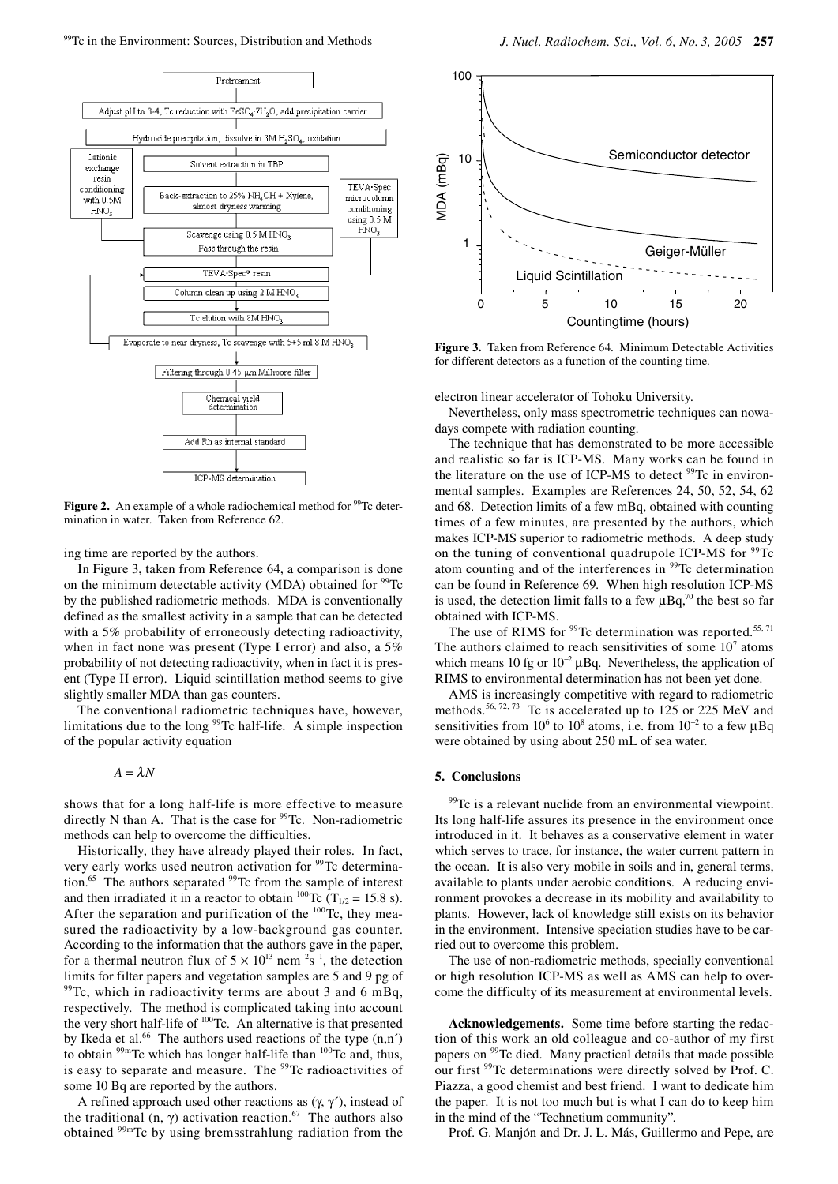**Figure 2.** An example of a whole radiochemical method for $^{99}$Tc determination in water. Taken from Reference 62.

ing time are reported by the authors.

In Figure 3, taken from Reference 64, a comparison is done on the minimum detectable activity (MDA) obtained for $^{99}$Tc by the published radiometric methods. MDA is conventionally defined as the smallest activity in a sample that can be detected with a 5% probability of erroneously detecting radioactivity, when in fact none was present (Type I error) and also, a 5% probability of not detecting radioactivity, when in fact it is present (Type II error). Liquid scintillation method seems to give slightly smaller MDA than gas counters.

The conventional radiometric techniques have, however, limitations due to the long $^{99}$Tc half-life. A simple inspection of the popular activity equation

$$A = \lambda N$$

shows that for a long half-life is more effective to measure directly N than A. That is the case for $^{99}$Tc. Non-radiometric methods can help to overcome the difficulties.

Historically, they have already played their roles. In fact, very early works used neutron activation for $^{99}$Tc determination.[65] The authors separated $^{99}$Tc from the sample of interest and then irradiated it in a reactor to obtain $^{100}$Tc ($T_{1/2}$ = 15.8 s). After the separation and purification of the $^{100}$Tc, they measured the radioactivity by a low-background gas counter. According to the information that the authors gave in the paper, for a thermal neutron flux of $5 \times 10^{13}$ ncm$^{-2}$s$^{-1}$, the detection limits for filter papers and vegetation samples are 5 and 9 pg of $^{99}$Tc, which in radioactivity terms are about 3 and 6 mBq, respectively. The method is complicated taking into account the very short half-life of $^{100}$Tc. An alternative is that presented by Ikeda et al.[66] The authors used reactions of the type (n,n´) to obtain $^{99m}$Tc which has longer half-life than $^{100}$Tc and, thus, is easy to separate and measure. The $^{99}$Tc radioactivities of some 10 Bq are reported by the authors.

A refined approach used other reactions as ($\gamma$, $\gamma$´), instead of the traditional (n, $\gamma$) activation reaction.[67] The authors also obtained $^{99m}$Tc by using bremsstrahlung radiation from the electron linear accelerator of Tohoku University.

**Figure 3.** Taken from Reference 64. Minimum Detectable Activities for different detectors as a function of the counting time.

Nevertheless, only mass spectrometric techniques can nowadays compete with radiation counting.

The technique that has demonstrated to be more accessible and realistic so far is ICP-MS. Many works can be found in the literature on the use of ICP-MS to detect $^{99}$Tc in environmental samples. Examples are References 24, 50, 52, 54, 62 and 68. Detection limits of a few mBq, obtained with counting times of a few minutes, are presented by the authors, which makes ICP-MS superior to radiometric methods. A deep study on the tuning of conventional quadrupole ICP-MS for $^{99}$Tc atom counting and of the interferences in $^{99}$Tc determination can be found in Reference 69. When high resolution ICP-MS is used, the detection limit falls to a few µBq,[70] the best so far obtained with ICP-MS.

The use of RIMS for $^{99}$Tc determination was reported.[55, 71] The authors claimed to reach sensitivities of some $10^7$ atoms which means 10 fg or $10^{-2}$ µBq. Nevertheless, the application of RIMS to environmental determination has not been yet done.

AMS is increasingly competitive with regard to radiometric methods.[56, 72, 73] Tc is accelerated up to 125 or 225 MeV and sensitivities from $10^6$ to $10^8$ atoms, i.e. from $10^{-2}$ to a few µBq were obtained by using about 250 mL of sea water.

## 5. Conclusions

$^{99}$Tc is a relevant nuclide from an environmental viewpoint. Its long half-life assures its presence in the environment once introduced in it. It behaves as a conservative element in water which serves to trace, for instance, the water current pattern in the ocean. It is also very mobile in soils and in, general terms, available to plants under aerobic conditions. A reducing environment provokes a decrease in its mobility and availability to plants. However, lack of knowledge still exists on its behavior in the environment. Intensive speciation studies have to be carried out to overcome this problem.

The use of non-radiometric methods, specially conventional or high resolution ICP-MS as well as AMS can help to overcome the difficulty of its measurement at environmental levels.

**Acknowledgements.** Some time before starting the redaction of this work an old colleague and co-author of my first papers on $^{99}$Tc died. Many practical details that made possible our first $^{99}$Tc determinations were directly solved by Prof. C. Piazza, a good chemist and best friend. I want to dedicate him the paper. It is not too much but is what I can do to keep him in the mind of the "Technetium community".

Prof. G. Manjón and Dr. J. L. Más, Guillermo and Pepe, are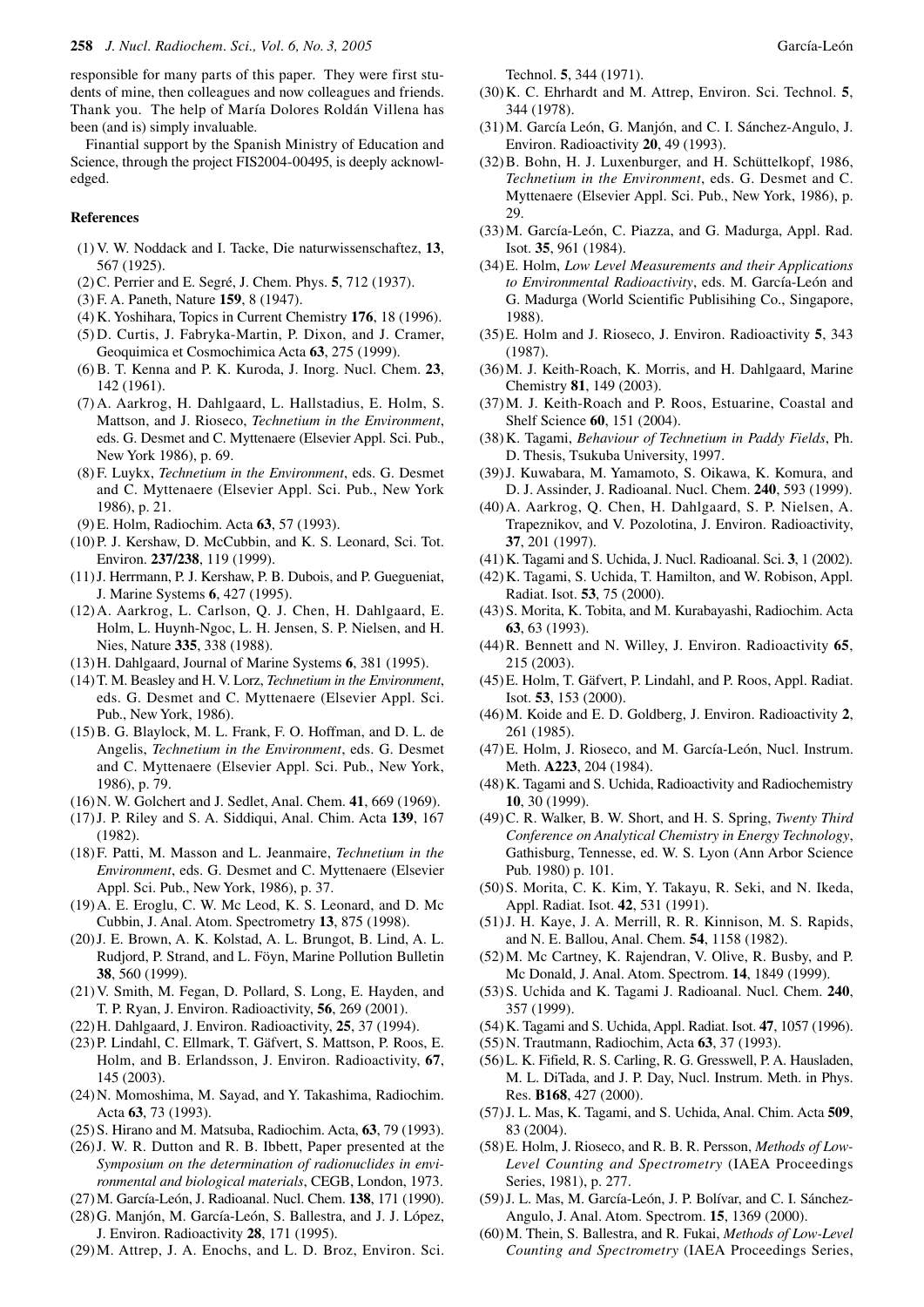responsible for many parts of this paper. They were first students of mine, then colleagues and now colleagues and friends. Thank you. The help of María Dolores Roldán Villena has been (and is) simply invaluable.

Finantial support by the Spanish Ministry of Education and Science, through the project FIS2004-00495, is deeply acknowledged.

### References

(1) V. W. Noddack and I. Tacke, Die naturwissenschaftez, **13**, 567 (1925).
(2) C. Perrier and E. Segré, J. Chem. Phys. **5**, 712 (1937).
(3) F. A. Paneth, Nature **159**, 8 (1947).
(4) K. Yoshihara, Topics in Current Chemistry **176**, 18 (1996).
(5) D. Curtis, J. Fabryka-Martin, P. Dixon, and J. Cramer, Geoquimica et Cosmochimica Acta **63**, 275 (1999).
(6) B. T. Kenna and P. K. Kuroda, J. Inorg. Nucl. Chem. **23**, 142 (1961).
(7) A. Aarkrog, H. Dahlgaard, L. Hallstadius, E. Holm, S. Mattson, and J. Rioseco, *Technetium in the Environment*, eds. G. Desmet and C. Myttenaere (Elsevier Appl. Sci. Pub., New York 1986), p. 69.
(8) F. Luykx, *Technetium in the Environment*, eds. G. Desmet and C. Myttenaere (Elsevier Appl. Sci. Pub., New York 1986), p. 21.
(9) E. Holm, Radiochim. Acta **63**, 57 (1993).
(10) P. J. Kershaw, D. McCubbin, and K. S. Leonard, Sci. Tot. Environ. **237/238**, 119 (1999).
(11) J. Herrmann, P. J. Kershaw, P. B. Dubois, and P. Guegueniat, J. Marine Systems **6**, 427 (1995).
(12) A. Aarkrog, L. Carlson, Q. J. Chen, H. Dahlgaard, E. Holm, L. Huynh-Ngoc, L. H. Jensen, S. P. Nielsen, and H. Nies, Nature **335**, 338 (1988).
(13) H. Dahlgaard, Journal of Marine Systems **6**, 381 (1995).
(14) T. M. Beasley and H. V. Lorz, *Technetium in the Environment*, eds. G. Desmet and C. Myttenaere (Elsevier Appl. Sci. Pub., New York, 1986).
(15) B. G. Blaylock, M. L. Frank, F. O. Hoffman, and D. L. de Angelis, *Technetium in the Environment*, eds. G. Desmet and C. Myttenaere (Elsevier Appl. Sci. Pub., New York, 1986), p. 79.
(16) N. W. Golchert and J. Sedlet, Anal. Chem. **41**, 669 (1969).
(17) J. P. Riley and S. A. Siddiqui, Anal. Chim. Acta **139**, 167 (1982).
(18) F. Patti, M. Masson and L. Jeanmaire, *Technetium in the Environment*, eds. G. Desmet and C. Myttenaere (Elsevier Appl. Sci. Pub., New York, 1986), p. 37.
(19) A. E. Eroglu, C. W. Mc Leod, K. S. Leonard, and D. Mc Cubbin, J. Anal. Atom. Spectrometry **13**, 875 (1998).
(20) J. E. Brown, A. K. Kolstad, A. L. Brungot, B. Lind, A. L. Rudjord, P. Strand, and L. Föyn, Marine Pollution Bulletin **38**, 560 (1999).
(21) V. Smith, M. Fegan, D. Pollard, S. Long, E. Hayden, and T. P. Ryan, J. Environ. Radioactivity, **56**, 269 (2001).
(22) H. Dahlgaard, J. Environ. Radioactivity, **25**, 37 (1994).
(23) P. Lindahl, C. Ellmark, T. Gäfvert, S. Mattson, P. Roos, E. Holm, and B. Erlandsson, J. Environ. Radioactivity, **67**, 145 (2003).
(24) N. Momoshima, M. Sayad, and Y. Takashima, Radiochim. Acta **63**, 73 (1993).
(25) S. Hirano and M. Matsuba, Radiochim. Acta, **63**, 79 (1993).
(26) J. W. R. Dutton and R. B. Ibbett, Paper presented at the *Symposium on the determination of radionuclides in environmental and biological materials*, CEGB, London, 1973.
(27) M. García-León, J. Radioanal. Nucl. Chem. **138**, 171 (1990).
(28) G. Manjón, M. García-León, S. Ballestra, and J. J. López, J. Environ. Radioactivity **28**, 171 (1995).
(29) M. Attrep, J. A. Enochs, and L. D. Broz, Environ. Sci. Technol. **5**, 344 (1971).
(30) K. C. Ehrhardt and M. Attrep, Environ. Sci. Technol. **5**, 344 (1978).
(31) M. García León, G. Manjón, and C. I. Sánchez-Angulo, J. Environ. Radioactivity **20**, 49 (1993).
(32) B. Bohn, H. J. Luxenburger, and H. Schüttelkopf, 1986, *Technetium in the Environment*, eds. G. Desmet and C. Myttenaere (Elsevier Appl. Sci. Pub., New York, 1986), p. 29.
(33) M. García-León, C. Piazza, and G. Madurga, Appl. Rad. Isot. **35**, 961 (1984).
(34) E. Holm, *Low Level Measurements and their Applications to Environmental Radioactivity*, eds. M. García-León and G. Madurga (World Scientific Publisihing Co., Singapore, 1988).
(35) E. Holm and J. Rioseco, J. Environ. Radioactivity **5**, 343 (1987).
(36) M. J. Keith-Roach, K. Morris, and H. Dahlgaard, Marine Chemistry **81**, 149 (2003).
(37) M. J. Keith-Roach and P. Roos, Estuarine, Coastal and Shelf Science **60**, 151 (2004).
(38) K. Tagami, *Behaviour of Technetium in Paddy Fields*, Ph. D. Thesis, Tsukuba University, 1997.
(39) J. Kuwabara, M. Yamamoto, S. Oikawa, K. Komura, and D. J. Assinder, J. Radioanal. Nucl. Chem. **240**, 593 (1999).
(40) A. Aarkrog, Q. Chen, H. Dahlgaard, S. P. Nielsen, A. Trapeznikov, and V. Pozolotina, J. Environ. Radioactivity, **37**, 201 (1997).
(41) K. Tagami and S. Uchida, J. Nucl. Radioanal. Sci. **3**, 1 (2002).
(42) K. Tagami, S. Uchida, T. Hamilton, and W. Robison, Appl. Radiat. Isot. **53**, 75 (2000).
(43) S. Morita, K. Tobita, and M. Kurabayashi, Radiochim. Acta **63**, 63 (1993).
(44) R. Bennett and N. Willey, J. Environ. Radioactivity **65**, 215 (2003).
(45) E. Holm, T. Gäfvert, P. Lindahl, and P. Roos, Appl. Radiat. Isot. **53**, 153 (2000).
(46) M. Koide and E. D. Goldberg, J. Environ. Radioactivity **2**, 261 (1985).
(47) E. Holm, J. Rioseco, and M. García-León, Nucl. Instrum. Meth. **A223**, 204 (1984).
(48) K. Tagami and S. Uchida, Radioactivity and Radiochemistry **10**, 30 (1999).
(49) C. R. Walker, B. W. Short, and H. S. Spring, *Twenty Third Conference on Analytical Chemistry in Energy Technology*, Gathisburg, Tennesse, ed. W. S. Lyon (Ann Arbor Science Pub. 1980) p. 101.
(50) S. Morita, C. K. Kim, Y. Takayu, R. Seki, and N. Ikeda, Appl. Radiat. Isot. **42**, 531 (1991).
(51) J. H. Kaye, J. A. Merrill, R. R. Kinnison, M. S. Rapids, and N. E. Ballou, Anal. Chem. **54**, 1158 (1982).
(52) M. Mc Cartney, K. Rajendran, V. Olive, R. Busby, and P. Mc Donald, J. Anal. Atom. Spectrom. **14**, 1849 (1999).
(53) S. Uchida and K. Tagami J. Radioanal. Nucl. Chem. **240**, 357 (1999).
(54) K. Tagami and S. Uchida, Appl. Radiat. Isot. **47**, 1057 (1996).
(55) N. Trautmann, Radiochim, Acta **63**, 37 (1993).
(56) L. K. Fifield, R. S. Carling, R. G. Gresswell, P. A. Hausladen, M. L. DiTada, and J. P. Day, Nucl. Instrum. Meth. in Phys. Res. **B168**, 427 (2000).
(57) J. L. Mas, K. Tagami, and S. Uchida, Anal. Chim. Acta **509**, 83 (2004).
(58) E. Holm, J. Rioseco, and R. B. R. Persson, *Methods of Low-Level Counting and Spectrometry* (IAEA Proceedings Series, 1981), p. 277.
(59) J. L. Mas, M. García-León, J. P. Bolívar, and C. I. Sánchez-Angulo, J. Anal. Atom. Spectrom. **15**, 1369 (2000).
(60) M. Thein, S. Ballestra, and R. Fukai, *Methods of Low-Level Counting and Spectrometry* (IAEA Proceedings Series,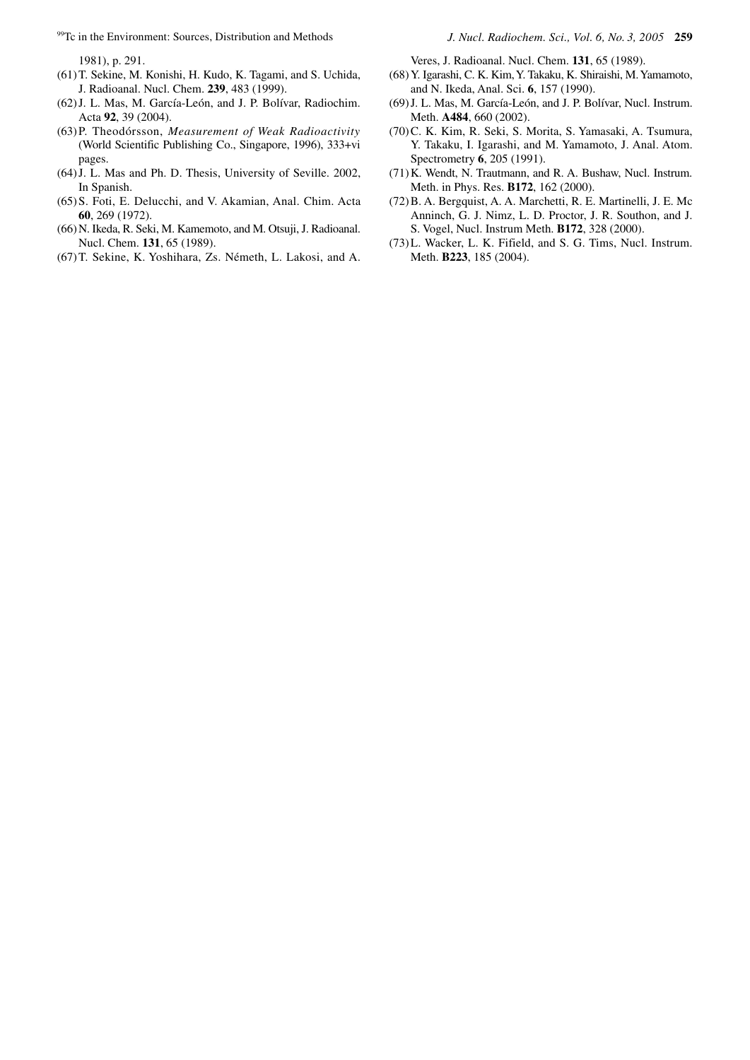1981), p. 291.

(61) T. Sekine, M. Konishi, H. Kudo, K. Tagami, and S. Uchida, J. Radioanal. Nucl. Chem. **239**, 483 (1999).

(62) J. L. Mas, M. García-León, and J. P. Bolívar, Radiochim. Acta **92**, 39 (2004).

(63) P. Theodórsson, *Measurement of Weak Radioactivity* (World Scientific Publishing Co., Singapore, 1996), 333+vi pages.

(64) J. L. Mas and Ph. D. Thesis, University of Seville. 2002, In Spanish.

(65) S. Foti, E. Delucchi, and V. Akamian, Anal. Chim. Acta **60**, 269 (1972).

(66) N. Ikeda, R. Seki, M. Kamemoto, and M. Otsuji, J. Radioanal. Nucl. Chem. **131**, 65 (1989).

(67) T. Sekine, K. Yoshihara, Zs. Németh, L. Lakosi, and A. Veres, J. Radioanal. Nucl. Chem. **131**, 65 (1989).

(68) Y. Igarashi, C. K. Kim, Y. Takaku, K. Shiraishi, M. Yamamoto, and N. Ikeda, Anal. Sci. **6**, 157 (1990).

(69) J. L. Mas, M. García-León, and J. P. Bolívar, Nucl. Instrum. Meth. **A484**, 660 (2002).

(70) C. K. Kim, R. Seki, S. Morita, S. Yamasaki, A. Tsumura, Y. Takaku, I. Igarashi, and M. Yamamoto, J. Anal. Atom. Spectrometry **6**, 205 (1991).

(71) K. Wendt, N. Trautmann, and R. A. Bushaw, Nucl. Instrum. Meth. in Phys. Res. **B172**, 162 (2000).

(72) B. A. Bergquist, A. A. Marchetti, R. E. Martinelli, J. E. Mc Anninch, G. J. Nimz, L. D. Proctor, J. R. Southon, and J. S. Vogel, Nucl. Instrum Meth. **B172**, 328 (2000).

(73) L. Wacker, L. K. Fifield, and S. G. Tims, Nucl. Instrum. Meth. **B223**, 185 (2004).